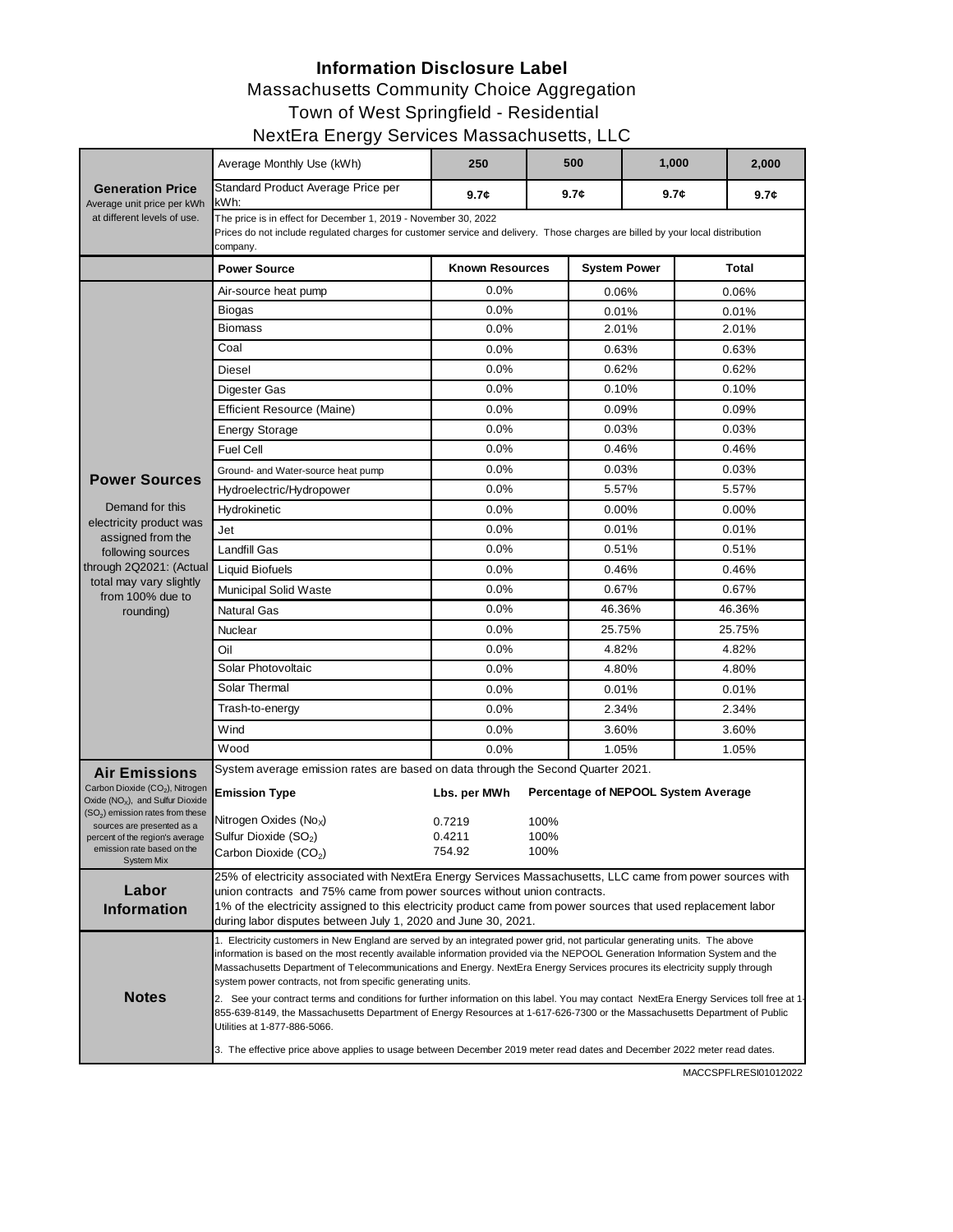# Information Disclosure Label

## Massachusetts Community Choice Aggregation

## Town of West Springfield - Residential

## NextEra Energy Services Massachusetts, LLC

| **Generation Price**<br>Average unit price per kWh at different levels of use. | | | | | |
|---|---|---|---|---|---|
| Average Monthly Use (kWh) | **250** | **500** | **1,000** | **2,000** |
| Standard Product Average Price per kWh: | **9.7¢** | **9.7¢** | **9.7¢** | **9.7¢** |

The price is in effect for December 1, 2019 - November 30, 2022

Prices do not include regulated charges for customer service and delivery. Those charges are billed by your local distribution company.

### Power Sources

Demand for this electricity product was assigned from the following sources through 2Q2021: (Actual total may vary slightly from 100% due to rounding)

| Power Source | Known Resources | System Power | Total |
|---|---|---|---|
| Air-source heat pump | 0.0% | 0.06% | 0.06% |
| Biogas | 0.0% | 0.01% | 0.01% |
| Biomass | 0.0% | 2.01% | 2.01% |
| Coal | 0.0% | 0.63% | 0.63% |
| Diesel | 0.0% | 0.62% | 0.62% |
| Digester Gas | 0.0% | 0.10% | 0.10% |
| Efficient Resource (Maine) | 0.0% | 0.09% | 0.09% |
| Energy Storage | 0.0% | 0.03% | 0.03% |
| Fuel Cell | 0.0% | 0.46% | 0.46% |
| Ground- and Water-source heat pump | 0.0% | 0.03% | 0.03% |
| Hydroelectric/Hydropower | 0.0% | 5.57% | 5.57% |
| Hydrokinetic | 0.0% | 0.00% | 0.00% |
| Jet | 0.0% | 0.01% | 0.01% |
| Landfill Gas | 0.0% | 0.51% | 0.51% |
| Liquid Biofuels | 0.0% | 0.46% | 0.46% |
| Municipal Solid Waste | 0.0% | 0.67% | 0.67% |
| Natural Gas | 0.0% | 46.36% | 46.36% |
| Nuclear | 0.0% | 25.75% | 25.75% |
| Oil | 0.0% | 4.82% | 4.82% |
| Solar Photovoltaic | 0.0% | 4.80% | 4.80% |
| Solar Thermal | 0.0% | 0.01% | 0.01% |
| Trash-to-energy | 0.0% | 2.34% | 2.34% |
| Wind | 0.0% | 3.60% | 3.60% |
| Wood | 0.0% | 1.05% | 1.05% |

### Air Emissions

Carbon Dioxide ($CO_2$), Nitrogen Oxide ($NO_X$), and Sulfur Dioxide ($SO_2$) emission rates from these sources are presented as a percent of the region's average emission rate based on the System Mix

System average emission rates are based on data through the Second Quarter 2021.

| Emission Type | Lbs. per MWh | Percentage of NEPOOL System Average |
|---|---|---|
| Nitrogen Oxides ($No_X$) | 0.7219 | 100% |
| Sulfur Dioxide ($SO_2$) | 0.4211 | 100% |
| Carbon Dioxide ($CO_2$) | 754.92 | 100% |

### Labor Information

25% of electricity associated with NextEra Energy Services Massachusetts, LLC came from power sources with union contracts and 75% came from power sources without union contracts.

1% of the electricity assigned to this electricity product came from power sources that used replacement labor during labor disputes between July 1, 2020 and June 30, 2021.

### Notes

1. Electricity customers in New England are served by an integrated power grid, not particular generating units. The above information is based on the most recently available information provided via the NEPOOL Generation Information System and the Massachusetts Department of Telecommunications and Energy. NextEra Energy Services procures its electricity supply through system power contracts, not from specific generating units.
2. See your contract terms and conditions for further information on this label. You may contact NextEra Energy Services toll free at 1-855-639-8149, the Massachusetts Department of Energy Resources at 1-617-626-7300 or the Massachusetts Department of Public Utilities at 1-877-886-5066.
3. The effective price above applies to usage between December 2019 meter read dates and December 2022 meter read dates.

MACCSPFLRESI01012022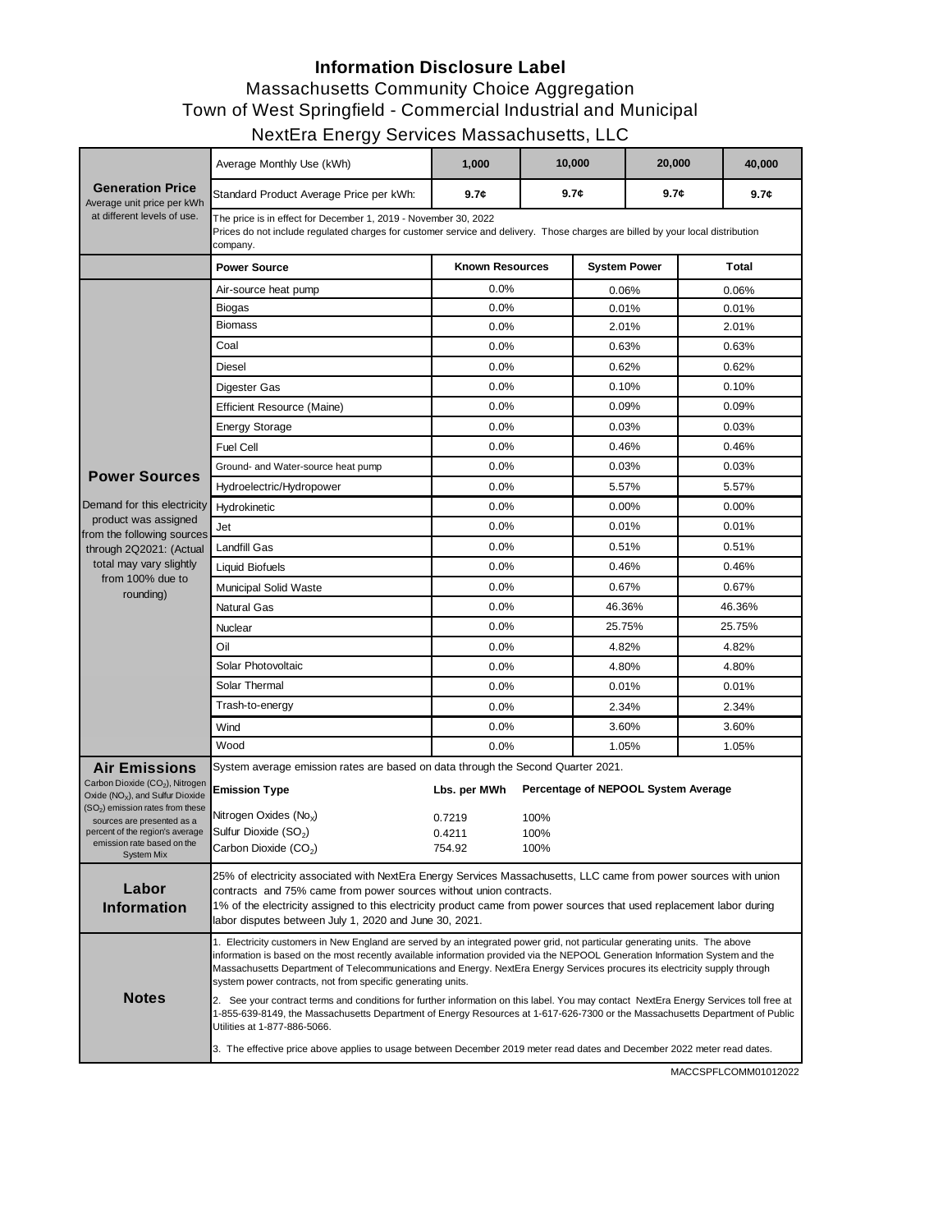# Information Disclosure Label

## Massachusetts Community Choice Aggregation

## Town of West Springfield - Commercial Industrial and Municipal

## NextEra Energy Services Massachusetts, LLC

| | | | | | |
|---|---|---|---|---|---|
| **Generation Price** Average unit price per kWh at different levels of use. | Average Monthly Use (kWh) | **1,000** | **10,000** | **20,000** | **40,000** |
| | Standard Product Average Price per kWh: | **9.7¢** | **9.7¢** | **9.7¢** | **9.7¢** |
| | The price is in effect for December 1, 2019 - November 30, 2022<br>Prices do not include regulated charges for customer service and delivery. Those charges are billed by your local distribution company. | | | | |

| | **Power Source** | **Known Resources** | **System Power** | **Total** |
|---|---|---|---|---|
| **Power Sources** Demand for this electricity product was assigned from the following sources through 2Q2021: (Actual total may vary slightly from 100% due to rounding) | Air-source heat pump | 0.0% | 0.06% | 0.06% |
| | Biogas | 0.0% | 0.01% | 0.01% |
| | Biomass | 0.0% | 2.01% | 2.01% |
| | Coal | 0.0% | 0.63% | 0.63% |
| | Diesel | 0.0% | 0.62% | 0.62% |
| | Digester Gas | 0.0% | 0.10% | 0.10% |
| | Efficient Resource (Maine) | 0.0% | 0.09% | 0.09% |
| | Energy Storage | 0.0% | 0.03% | 0.03% |
| | Fuel Cell | 0.0% | 0.46% | 0.46% |
| | Ground- and Water-source heat pump | 0.0% | 0.03% | 0.03% |
| | Hydroelectric/Hydropower | 0.0% | 5.57% | 5.57% |
| | Hydrokinetic | 0.0% | 0.00% | 0.00% |
| | Jet | 0.0% | 0.01% | 0.01% |
| | Landfill Gas | 0.0% | 0.51% | 0.51% |
| | Liquid Biofuels | 0.0% | 0.46% | 0.46% |
| | Municipal Solid Waste | 0.0% | 0.67% | 0.67% |
| | Natural Gas | 0.0% | 46.36% | 46.36% |
| | Nuclear | 0.0% | 25.75% | 25.75% |
| | Oil | 0.0% | 4.82% | 4.82% |
| | Solar Photovoltaic | 0.0% | 4.80% | 4.80% |
| | Solar Thermal | 0.0% | 0.01% | 0.01% |
| | Trash-to-energy | 0.0% | 2.34% | 2.34% |
| | Wind | 0.0% | 3.60% | 3.60% |
| | Wood | 0.0% | 1.05% | 1.05% |

**Air Emissions**

Carbon Dioxide ($CO_2$), Nitrogen Oxide ($NO_X$), and Sulfur Dioxide ($SO_2$) emission rates from these sources are presented as a percent of the region's average emission rate based on the System Mix

System average emission rates are based on data through the Second Quarter 2021.

| Emission Type | Lbs. per MWh | Percentage of NEPOOL System Average |
|---|---|---|
| Nitrogen Oxides ($No_X$) | 0.7219 | 100% |
| Sulfur Dioxide ($SO_2$) | 0.4211 | 100% |
| Carbon Dioxide ($CO_2$) | 754.92 | 100% |

**Labor Information**

25% of electricity associated with NextEra Energy Services Massachusetts, LLC came from power sources with union contracts and 75% came from power sources without union contracts.
1% of the electricity assigned to this electricity product came from power sources that used replacement labor during labor disputes between July 1, 2020 and June 30, 2021.

**Notes**

1. Electricity customers in New England are served by an integrated power grid, not particular generating units. The above information is based on the most recently available information provided via the NEPOOL Generation Information System and the Massachusetts Department of Telecommunications and Energy. NextEra Energy Services procures its electricity supply through system power contracts, not from specific generating units.

2. See your contract terms and conditions for further information on this label. You may contact NextEra Energy Services toll free at 1-855-639-8149, the Massachusetts Department of Energy Resources at 1-617-626-7300 or the Massachusetts Department of Public Utilities at 1-877-886-5066.

3. The effective price above applies to usage between December 2019 meter read dates and December 2022 meter read dates.

MACCSPFLCOMM01012022